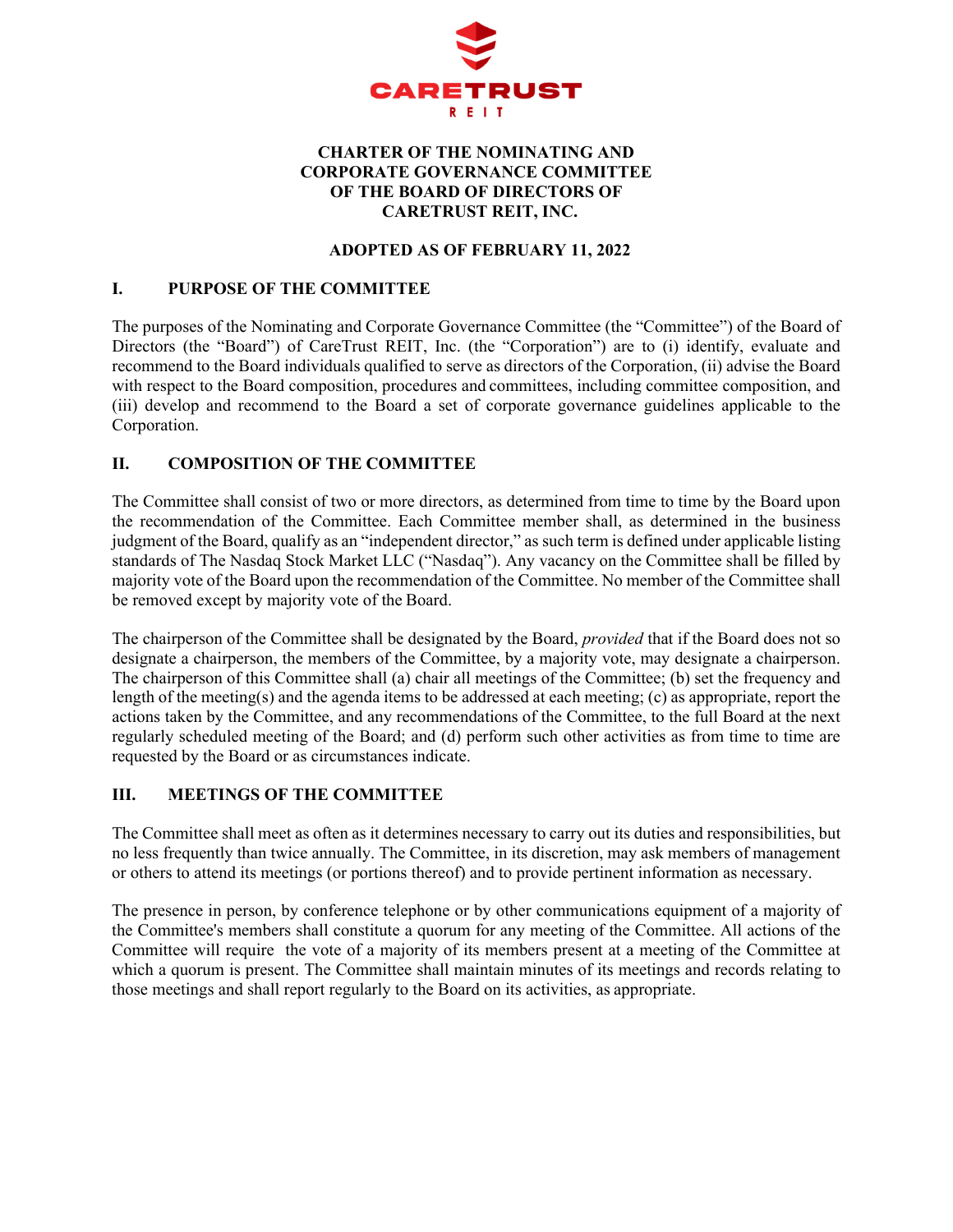# CHARTER OF THE NOMINATING AND CORPORATE GOVERNANCE COMMITTEE OF THE BOARD OF DIRECTORS OF CARETRUST REIT, INC.

**ADOPTED AS OF FEBRUARY 11, 2022**

## I. PURPOSE OF THE COMMITTEE

The purposes of the Nominating and Corporate Governance Committee (the "Committee") of the Board of Directors (the "Board") of CareTrust REIT, Inc. (the "Corporation") are to (i) identify, evaluate and recommend to the Board individuals qualified to serve as directors of the Corporation, (ii) advise the Board with respect to the Board composition, procedures and committees, including committee composition, and (iii) develop and recommend to the Board a set of corporate governance guidelines applicable to the Corporation.

## II. COMPOSITION OF THE COMMITTEE

The Committee shall consist of two or more directors, as determined from time to time by the Board upon the recommendation of the Committee. Each Committee member shall, as determined in the business judgment of the Board, qualify as an "independent director," as such term is defined under applicable listing standards of The Nasdaq Stock Market LLC ("Nasdaq"). Any vacancy on the Committee shall be filled by majority vote of the Board upon the recommendation of the Committee. No member of the Committee shall be removed except by majority vote of the Board.

The chairperson of the Committee shall be designated by the Board, *provided* that if the Board does not so designate a chairperson, the members of the Committee, by a majority vote, may designate a chairperson. The chairperson of this Committee shall (a) chair all meetings of the Committee; (b) set the frequency and length of the meeting(s) and the agenda items to be addressed at each meeting; (c) as appropriate, report the actions taken by the Committee, and any recommendations of the Committee, to the full Board at the next regularly scheduled meeting of the Board; and (d) perform such other activities as from time to time are requested by the Board or as circumstances indicate.

## III. MEETINGS OF THE COMMITTEE

The Committee shall meet as often as it determines necessary to carry out its duties and responsibilities, but no less frequently than twice annually. The Committee, in its discretion, may ask members of management or others to attend its meetings (or portions thereof) and to provide pertinent information as necessary.

The presence in person, by conference telephone or by other communications equipment of a majority of the Committee's members shall constitute a quorum for any meeting of the Committee. All actions of the Committee will require the vote of a majority of its members present at a meeting of the Committee at which a quorum is present. The Committee shall maintain minutes of its meetings and records relating to those meetings and shall report regularly to the Board on its activities, as appropriate.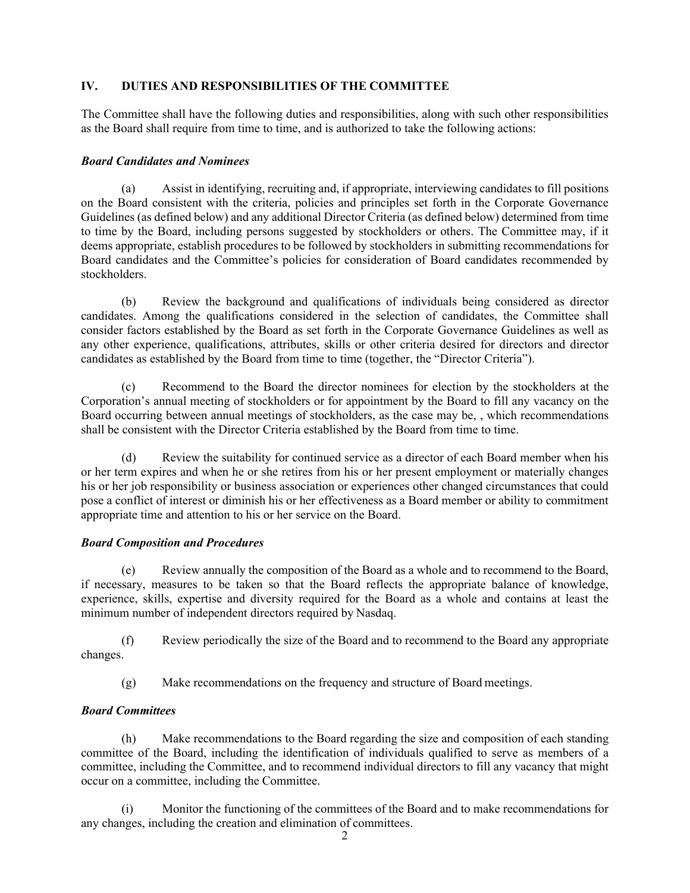## IV. DUTIES AND RESPONSIBILITIES OF THE COMMITTEE

The Committee shall have the following duties and responsibilities, along with such other responsibilities as the Board shall require from time to time, and is authorized to take the following actions:

***Board Candidates and Nominees***

(a) Assist in identifying, recruiting and, if appropriate, interviewing candidates to fill positions on the Board consistent with the criteria, policies and principles set forth in the Corporate Governance Guidelines (as defined below) and any additional Director Criteria (as defined below) determined from time to time by the Board, including persons suggested by stockholders or others. The Committee may, if it deems appropriate, establish procedures to be followed by stockholders in submitting recommendations for Board candidates and the Committee's policies for consideration of Board candidates recommended by stockholders.

(b) Review the background and qualifications of individuals being considered as director candidates. Among the qualifications considered in the selection of candidates, the Committee shall consider factors established by the Board as set forth in the Corporate Governance Guidelines as well as any other experience, qualifications, attributes, skills or other criteria desired for directors and director candidates as established by the Board from time to time (together, the "Director Criteria").

(c) Recommend to the Board the director nominees for election by the stockholders at the Corporation's annual meeting of stockholders or for appointment by the Board to fill any vacancy on the Board occurring between annual meetings of stockholders, as the case may be, , which recommendations shall be consistent with the Director Criteria established by the Board from time to time.

(d) Review the suitability for continued service as a director of each Board member when his or her term expires and when he or she retires from his or her present employment or materially changes his or her job responsibility or business association or experiences other changed circumstances that could pose a conflict of interest or diminish his or her effectiveness as a Board member or ability to commitment appropriate time and attention to his or her service on the Board.

***Board Composition and Procedures***

(e) Review annually the composition of the Board as a whole and to recommend to the Board, if necessary, measures to be taken so that the Board reflects the appropriate balance of knowledge, experience, skills, expertise and diversity required for the Board as a whole and contains at least the minimum number of independent directors required by Nasdaq.

(f) Review periodically the size of the Board and to recommend to the Board any appropriate changes.

(g) Make recommendations on the frequency and structure of Board meetings.

***Board Committees***

(h) Make recommendations to the Board regarding the size and composition of each standing committee of the Board, including the identification of individuals qualified to serve as members of a committee, including the Committee, and to recommend individual directors to fill any vacancy that might occur on a committee, including the Committee.

(i) Monitor the functioning of the committees of the Board and to make recommendations for any changes, including the creation and elimination of committees.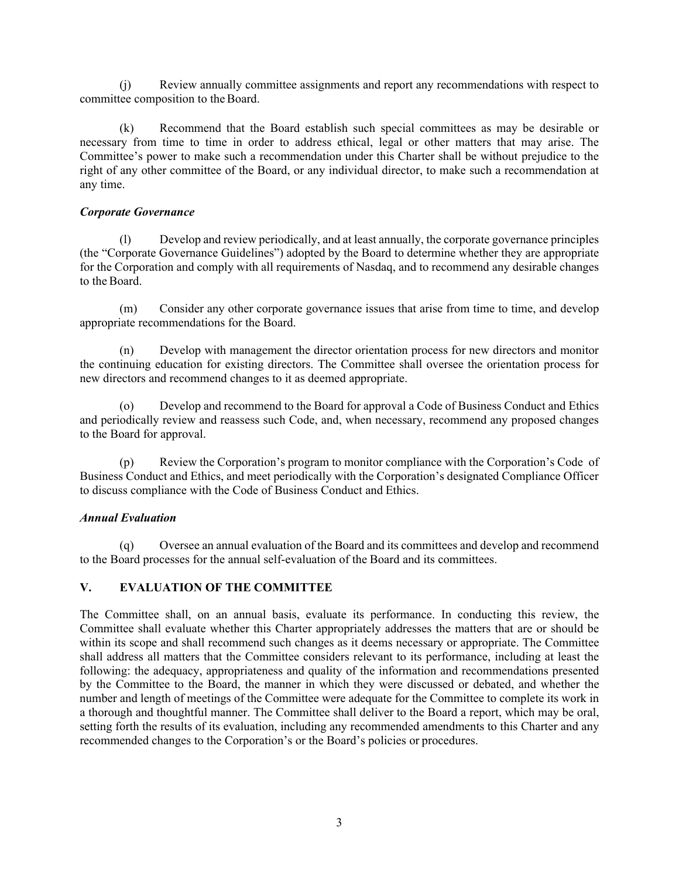(j) Review annually committee assignments and report any recommendations with respect to committee composition to the Board.

(k) Recommend that the Board establish such special committees as may be desirable or necessary from time to time in order to address ethical, legal or other matters that may arise. The Committee's power to make such a recommendation under this Charter shall be without prejudice to the right of any other committee of the Board, or any individual director, to make such a recommendation at any time.

***Corporate Governance***

(l) Develop and review periodically, and at least annually, the corporate governance principles (the "Corporate Governance Guidelines") adopted by the Board to determine whether they are appropriate for the Corporation and comply with all requirements of Nasdaq, and to recommend any desirable changes to the Board.

(m) Consider any other corporate governance issues that arise from time to time, and develop appropriate recommendations for the Board.

(n) Develop with management the director orientation process for new directors and monitor the continuing education for existing directors. The Committee shall oversee the orientation process for new directors and recommend changes to it as deemed appropriate.

(o) Develop and recommend to the Board for approval a Code of Business Conduct and Ethics and periodically review and reassess such Code, and, when necessary, recommend any proposed changes to the Board for approval.

(p) Review the Corporation's program to monitor compliance with the Corporation's Code of Business Conduct and Ethics, and meet periodically with the Corporation's designated Compliance Officer to discuss compliance with the Code of Business Conduct and Ethics.

***Annual Evaluation***

(q) Oversee an annual evaluation of the Board and its committees and develop and recommend to the Board processes for the annual self-evaluation of the Board and its committees.

## V. EVALUATION OF THE COMMITTEE

The Committee shall, on an annual basis, evaluate its performance. In conducting this review, the Committee shall evaluate whether this Charter appropriately addresses the matters that are or should be within its scope and shall recommend such changes as it deems necessary or appropriate. The Committee shall address all matters that the Committee considers relevant to its performance, including at least the following: the adequacy, appropriateness and quality of the information and recommendations presented by the Committee to the Board, the manner in which they were discussed or debated, and whether the number and length of meetings of the Committee were adequate for the Committee to complete its work in a thorough and thoughtful manner. The Committee shall deliver to the Board a report, which may be oral, setting forth the results of its evaluation, including any recommended amendments to this Charter and any recommended changes to the Corporation's or the Board's policies or procedures.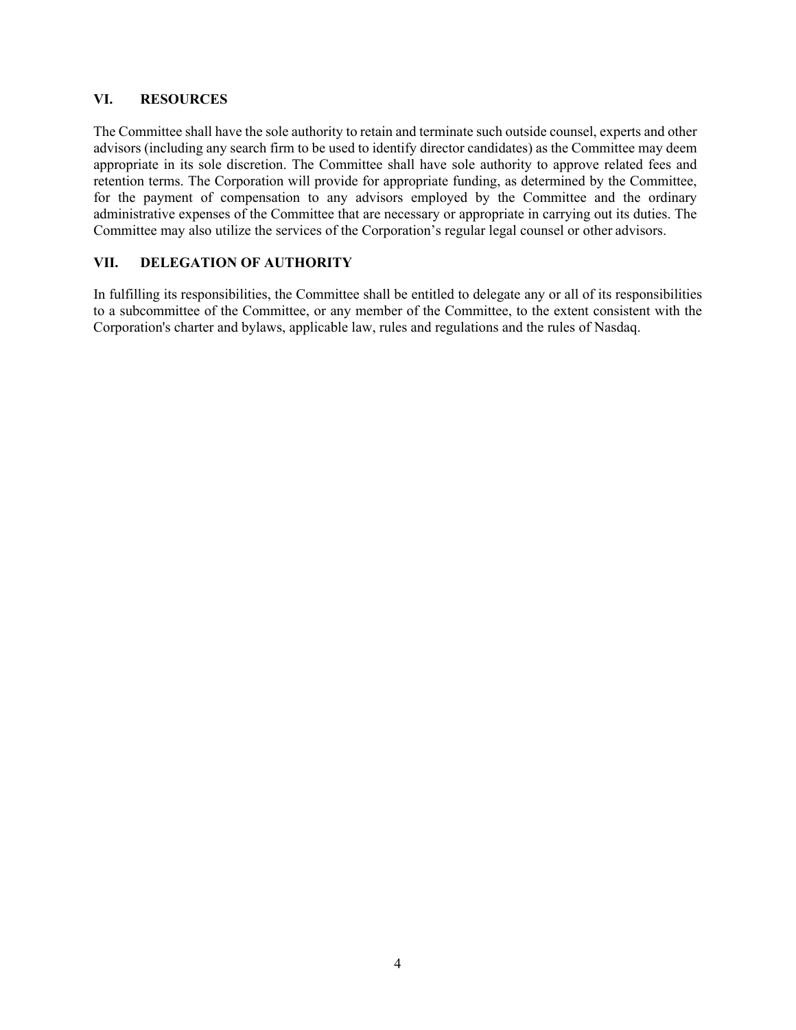## VI. RESOURCES

The Committee shall have the sole authority to retain and terminate such outside counsel, experts and other advisors (including any search firm to be used to identify director candidates) as the Committee may deem appropriate in its sole discretion. The Committee shall have sole authority to approve related fees and retention terms. The Corporation will provide for appropriate funding, as determined by the Committee, for the payment of compensation to any advisors employed by the Committee and the ordinary administrative expenses of the Committee that are necessary or appropriate in carrying out its duties. The Committee may also utilize the services of the Corporation's regular legal counsel or other advisors.

## VII. DELEGATION OF AUTHORITY

In fulfilling its responsibilities, the Committee shall be entitled to delegate any or all of its responsibilities to a subcommittee of the Committee, or any member of the Committee, to the extent consistent with the Corporation's charter and bylaws, applicable law, rules and regulations and the rules of Nasdaq.